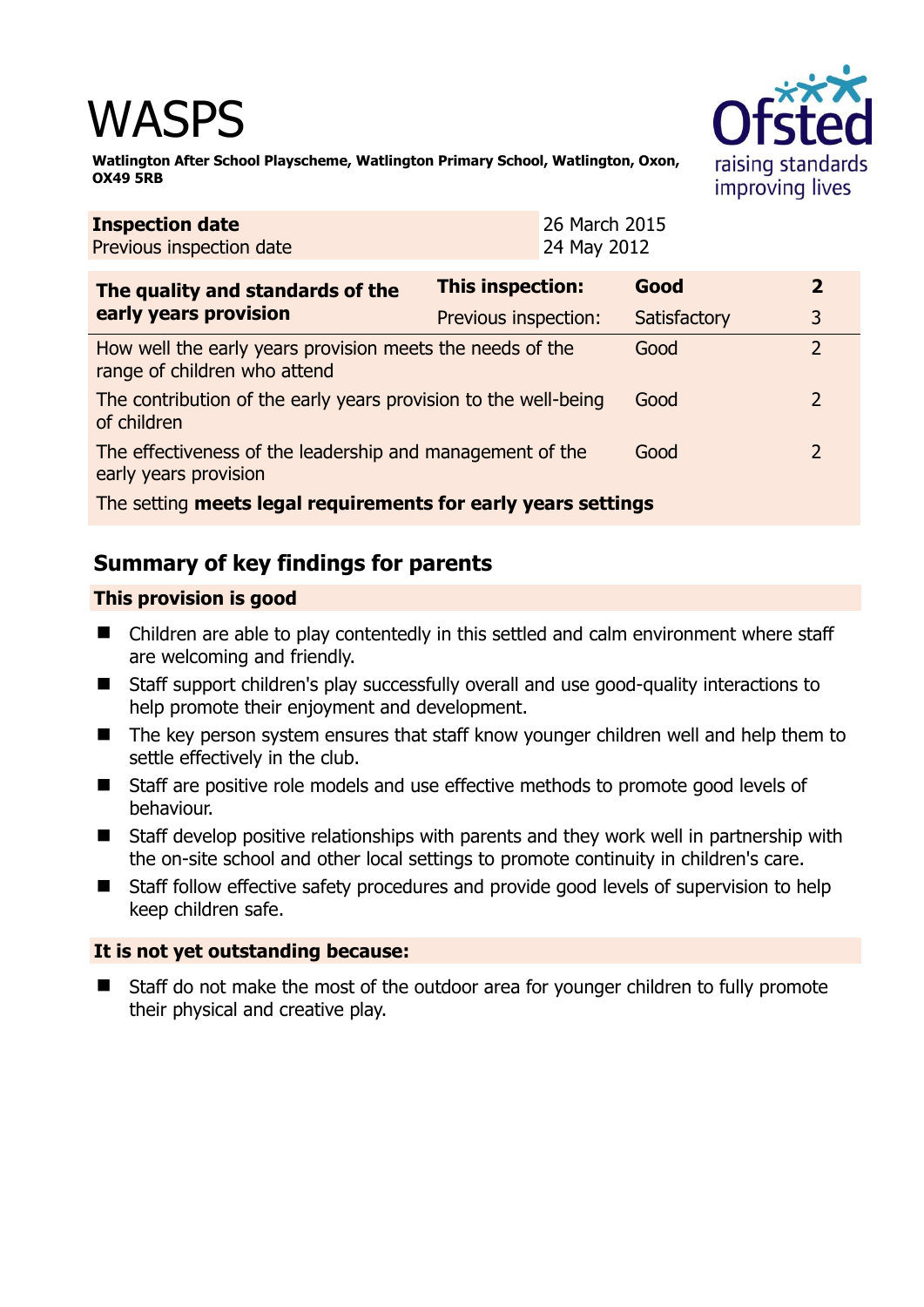# WASPS

**Watlington After School Playscheme, Watlington Primary School, Watlington, Oxon, OX49 5RB**

| **Inspection date** | 26 March 2015 |
|---|---|
| Previous inspection date | 24 May 2012 |

| **The quality and standards of the early years provision** | **This inspection:** | **Good** | **2** |
|---|---|---|---|
| | Previous inspection: | Satisfactory | 3 |
| How well the early years provision meets the needs of the range of children who attend | | Good | 2 |
| The contribution of the early years provision to the well-being of children | | Good | 2 |
| The effectiveness of the leadership and management of the early years provision | | Good | 2 |
| The setting **meets legal requirements for early years settings** | | | |

## Summary of key findings for parents

### This provision is good

- Children are able to play contentedly in this settled and calm environment where staff are welcoming and friendly.
- Staff support children's play successfully overall and use good-quality interactions to help promote their enjoyment and development.
- The key person system ensures that staff know younger children well and help them to settle effectively in the club.
- Staff are positive role models and use effective methods to promote good levels of behaviour.
- Staff develop positive relationships with parents and they work well in partnership with the on-site school and other local settings to promote continuity in children's care.
- Staff follow effective safety procedures and provide good levels of supervision to help keep children safe.

### It is not yet outstanding because:

- Staff do not make the most of the outdoor area for younger children to fully promote their physical and creative play.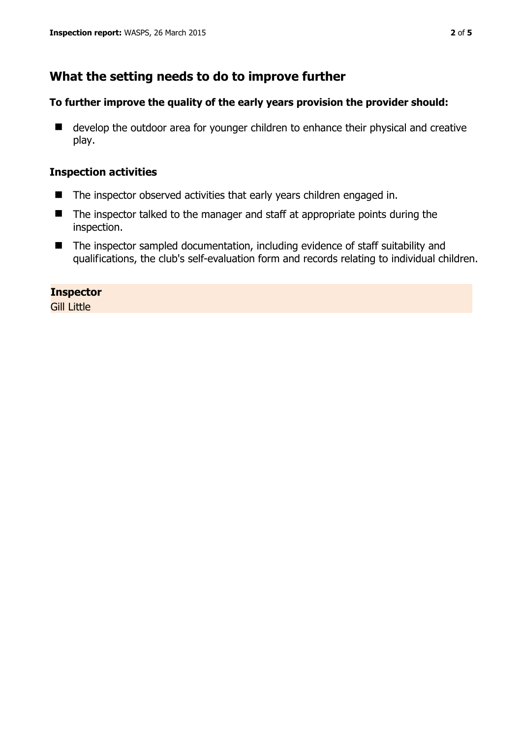## What the setting needs to do to improve further

### To further improve the quality of the early years provision the provider should:

- develop the outdoor area for younger children to enhance their physical and creative play.

### Inspection activities

- The inspector observed activities that early years children engaged in.
- The inspector talked to the manager and staff at appropriate points during the inspection.
- The inspector sampled documentation, including evidence of staff suitability and qualifications, the club's self-evaluation form and records relating to individual children.

**Inspector**
Gill Little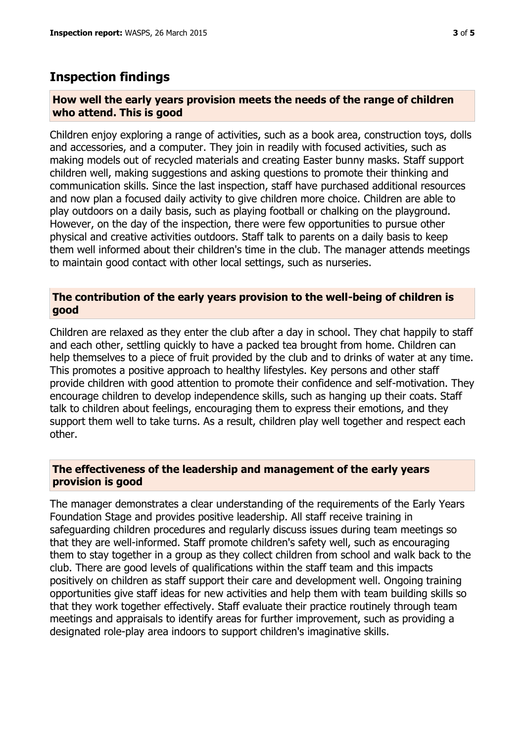## Inspection findings

### How well the early years provision meets the needs of the range of children who attend. This is good

Children enjoy exploring a range of activities, such as a book area, construction toys, dolls and accessories, and a computer. They join in readily with focused activities, such as making models out of recycled materials and creating Easter bunny masks. Staff support children well, making suggestions and asking questions to promote their thinking and communication skills. Since the last inspection, staff have purchased additional resources and now plan a focused daily activity to give children more choice. Children are able to play outdoors on a daily basis, such as playing football or chalking on the playground. However, on the day of the inspection, there were few opportunities to pursue other physical and creative activities outdoors. Staff talk to parents on a daily basis to keep them well informed about their children's time in the club. The manager attends meetings to maintain good contact with other local settings, such as nurseries.

### The contribution of the early years provision to the well-being of children is good

Children are relaxed as they enter the club after a day in school. They chat happily to staff and each other, settling quickly to have a packed tea brought from home. Children can help themselves to a piece of fruit provided by the club and to drinks of water at any time. This promotes a positive approach to healthy lifestyles. Key persons and other staff provide children with good attention to promote their confidence and self-motivation. They encourage children to develop independence skills, such as hanging up their coats. Staff talk to children about feelings, encouraging them to express their emotions, and they support them well to take turns. As a result, children play well together and respect each other.

### The effectiveness of the leadership and management of the early years provision is good

The manager demonstrates a clear understanding of the requirements of the Early Years Foundation Stage and provides positive leadership. All staff receive training in safeguarding children procedures and regularly discuss issues during team meetings so that they are well-informed. Staff promote children's safety well, such as encouraging them to stay together in a group as they collect children from school and walk back to the club. There are good levels of qualifications within the staff team and this impacts positively on children as staff support their care and development well. Ongoing training opportunities give staff ideas for new activities and help them with team building skills so that they work together effectively. Staff evaluate their practice routinely through team meetings and appraisals to identify areas for further improvement, such as providing a designated role-play area indoors to support children's imaginative skills.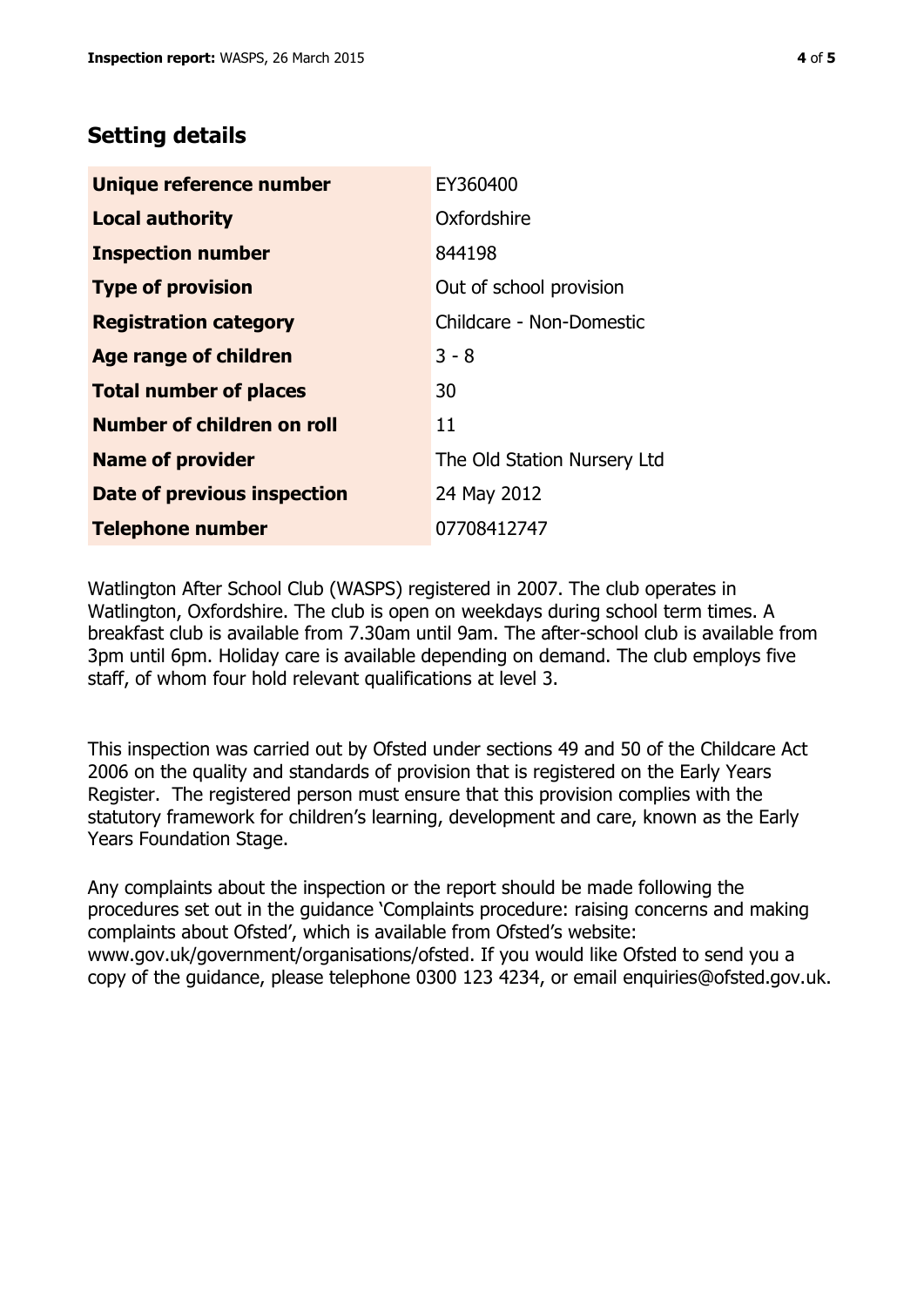## Setting details

| | |
|---|---|
| **Unique reference number** | EY360400 |
| **Local authority** | Oxfordshire |
| **Inspection number** | 844198 |
| **Type of provision** | Out of school provision |
| **Registration category** | Childcare - Non-Domestic |
| **Age range of children** | 3 - 8 |
| **Total number of places** | 30 |
| **Number of children on roll** | 11 |
| **Name of provider** | The Old Station Nursery Ltd |
| **Date of previous inspection** | 24 May 2012 |
| **Telephone number** | 07708412747 |

Watlington After School Club (WASPS) registered in 2007. The club operates in Watlington, Oxfordshire. The club is open on weekdays during school term times. A breakfast club is available from 7.30am until 9am. The after-school club is available from 3pm until 6pm. Holiday care is available depending on demand. The club employs five staff, of whom four hold relevant qualifications at level 3.

This inspection was carried out by Ofsted under sections 49 and 50 of the Childcare Act 2006 on the quality and standards of provision that is registered on the Early Years Register. The registered person must ensure that this provision complies with the statutory framework for children's learning, development and care, known as the Early Years Foundation Stage.

Any complaints about the inspection or the report should be made following the procedures set out in the guidance 'Complaints procedure: raising concerns and making complaints about Ofsted', which is available from Ofsted's website: www.gov.uk/government/organisations/ofsted. If you would like Ofsted to send you a copy of the guidance, please telephone 0300 123 4234, or email enquiries@ofsted.gov.uk.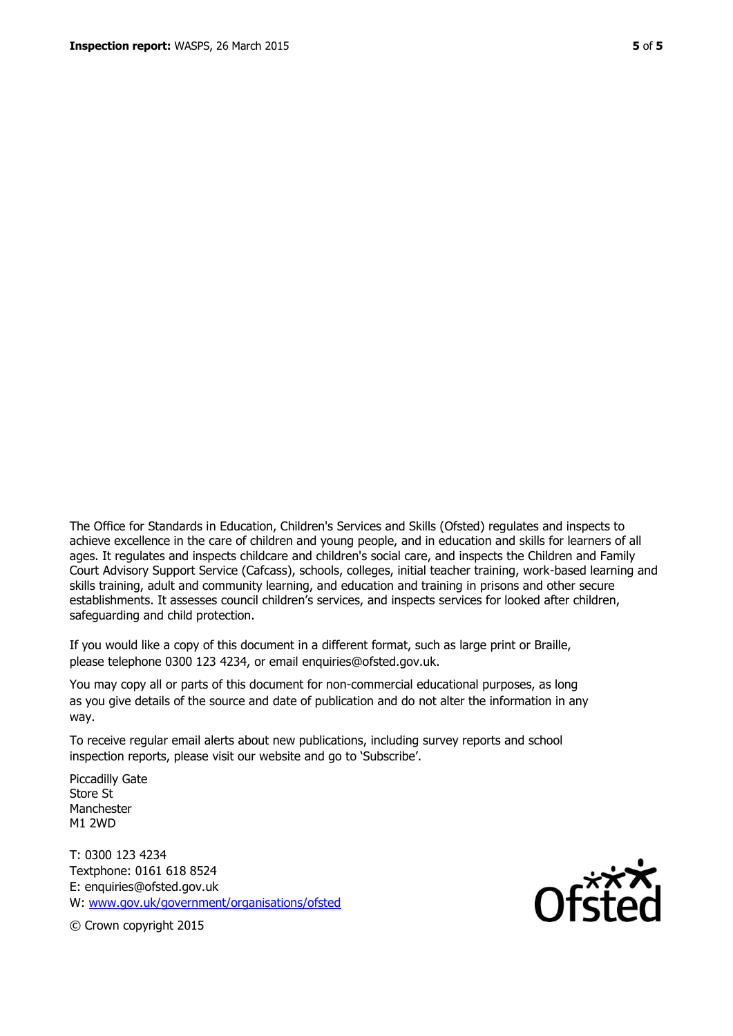The Office for Standards in Education, Children's Services and Skills (Ofsted) regulates and inspects to achieve excellence in the care of children and young people, and in education and skills for learners of all ages. It regulates and inspects childcare and children's social care, and inspects the Children and Family Court Advisory Support Service (Cafcass), schools, colleges, initial teacher training, work-based learning and skills training, adult and community learning, and education and training in prisons and other secure establishments. It assesses council children's services, and inspects services for looked after children, safeguarding and child protection.

If you would like a copy of this document in a different format, such as large print or Braille, please telephone 0300 123 4234, or email enquiries@ofsted.gov.uk.

You may copy all or parts of this document for non-commercial educational purposes, as long as you give details of the source and date of publication and do not alter the information in any way.

To receive regular email alerts about new publications, including survey reports and school inspection reports, please visit our website and go to 'Subscribe'.

Piccadilly Gate
Store St
Manchester
M1 2WD

T: 0300 123 4234
Textphone: 0161 618 8524
E: enquiries@ofsted.gov.uk
W: [www.gov.uk/government/organisations/ofsted](http://www.gov.uk/government/organisations/ofsted)

© Crown copyright 2015